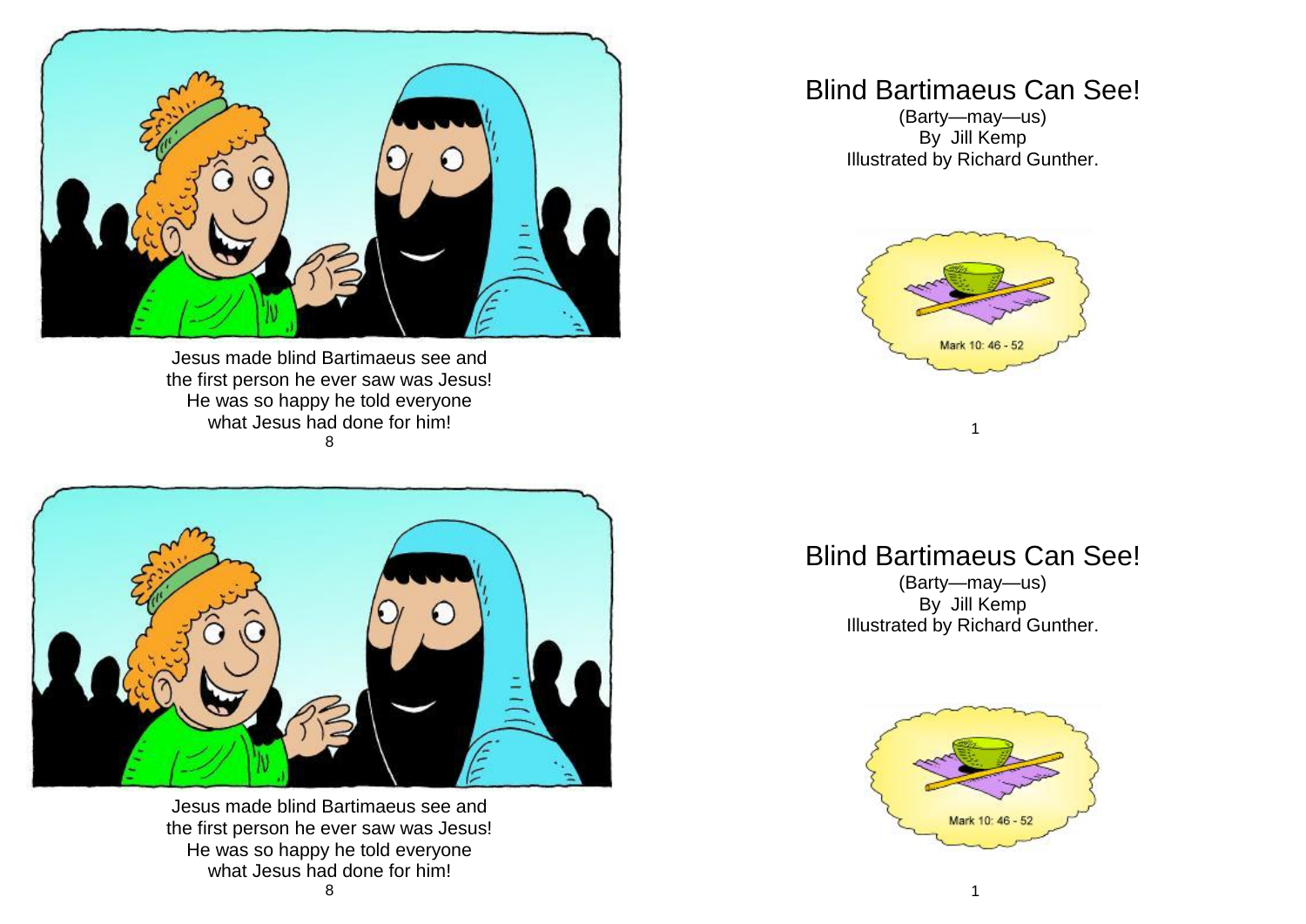Jesus made blind Bartimaeus see and the first person he ever saw was Jesus! He was so happy he told everyone what Jesus had done for him!

# Blind Bartimaeus Can See!

(Barty—may—us)
By Jill Kemp
Illustrated by Richard Gunther.

Mark 10: 46 - 52

Jesus made blind Bartimaeus see and the first person he ever saw was Jesus! He was so happy he told everyone what Jesus had done for him!

# Blind Bartimaeus Can See!

(Barty—may—us)
By Jill Kemp
Illustrated by Richard Gunther.

Mark 10: 46 - 52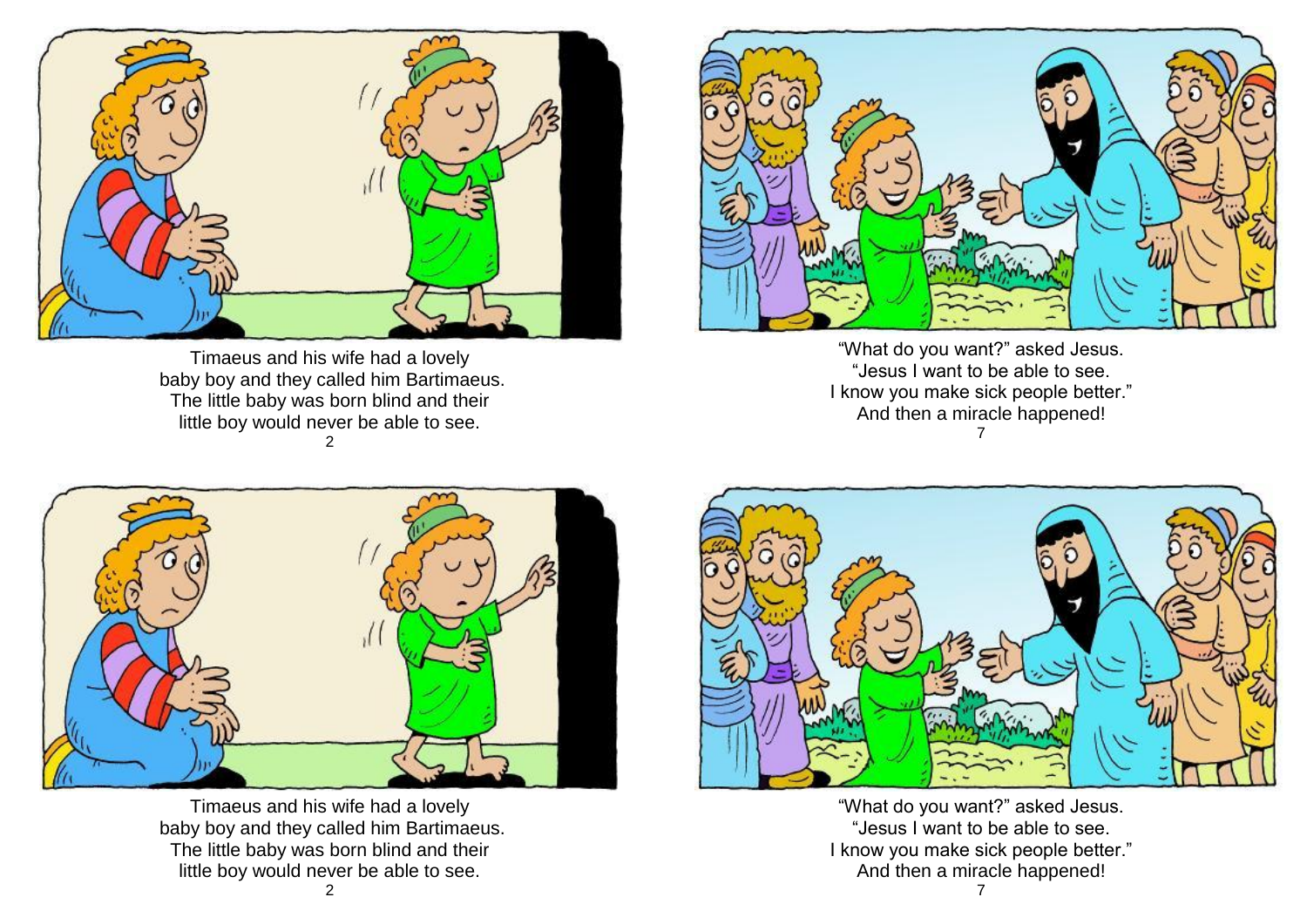Timaeus and his wife had a lovely
baby boy and they called him Bartimaeus.
The little baby was born blind and their
little boy would never be able to see.

"What do you want?" asked Jesus.
"Jesus I want to be able to see.
I know you make sick people better."
And then a miracle happened!

Timaeus and his wife had a lovely
baby boy and they called him Bartimaeus.
The little baby was born blind and their
little boy would never be able to see.

"What do you want?" asked Jesus.
"Jesus I want to be able to see.
I know you make sick people better."
And then a miracle happened!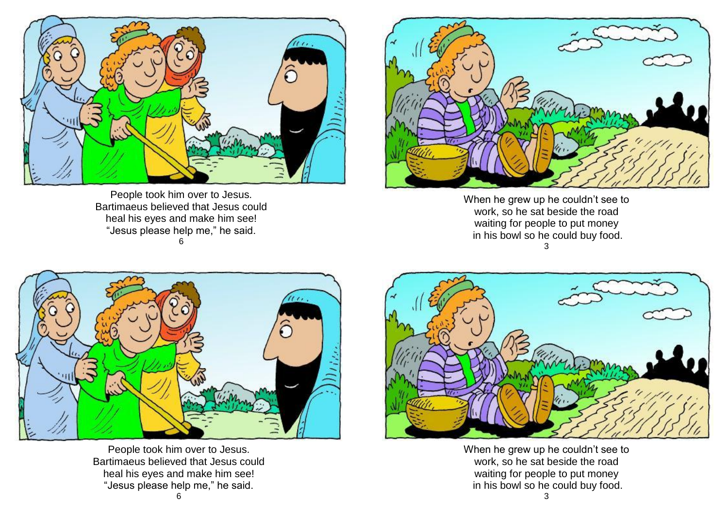People took him over to Jesus.
Bartimaeus believed that Jesus could
heal his eyes and make him see!
"Jesus please help me," he said.

When he grew up he couldn't see to
work, so he sat beside the road
waiting for people to put money
in his bowl so he could buy food.

People took him over to Jesus.
Bartimaeus believed that Jesus could
heal his eyes and make him see!
"Jesus please help me," he said.

When he grew up he couldn't see to
work, so he sat beside the road
waiting for people to put money
in his bowl so he could buy food.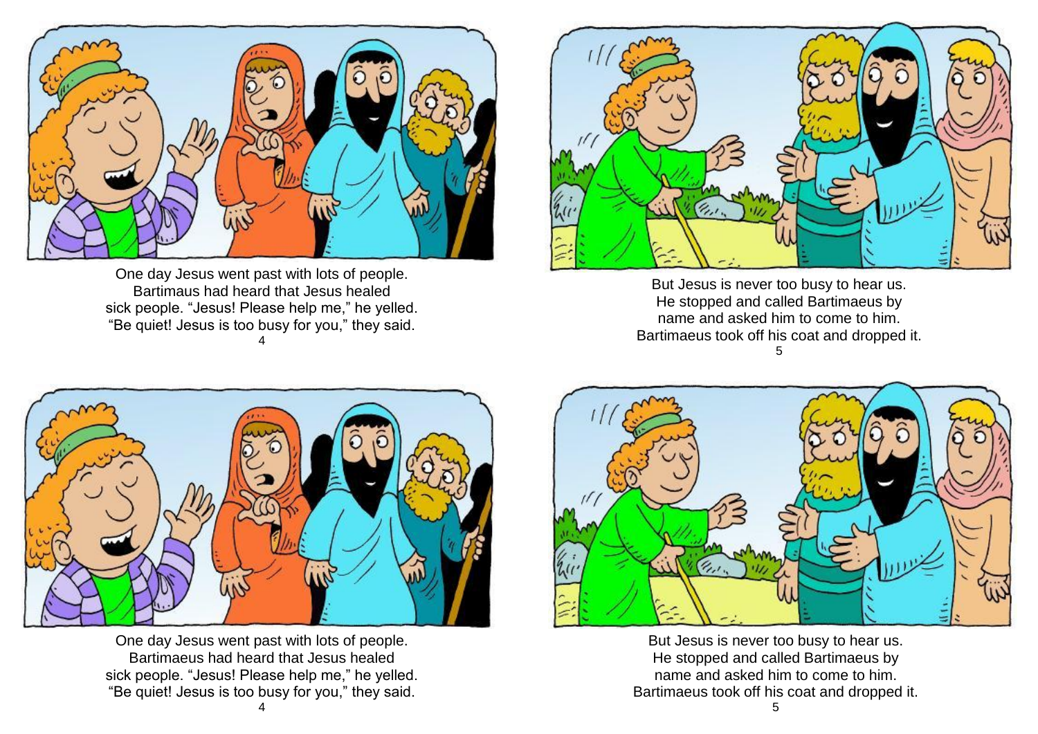One day Jesus went past with lots of people.
Bartimaus had heard that Jesus healed
sick people. "Jesus! Please help me," he yelled.
"Be quiet! Jesus is too busy for you," they said.

But Jesus is never too busy to hear us.
He stopped and called Bartimaeus by
name and asked him to come to him.
Bartimaeus took off his coat and dropped it.

One day Jesus went past with lots of people.
Bartimaeus had heard that Jesus healed
sick people. "Jesus! Please help me," he yelled.
"Be quiet! Jesus is too busy for you," they said.

But Jesus is never too busy to hear us.
He stopped and called Bartimaeus by
name and asked him to come to him.
Bartimaeus took off his coat and dropped it.